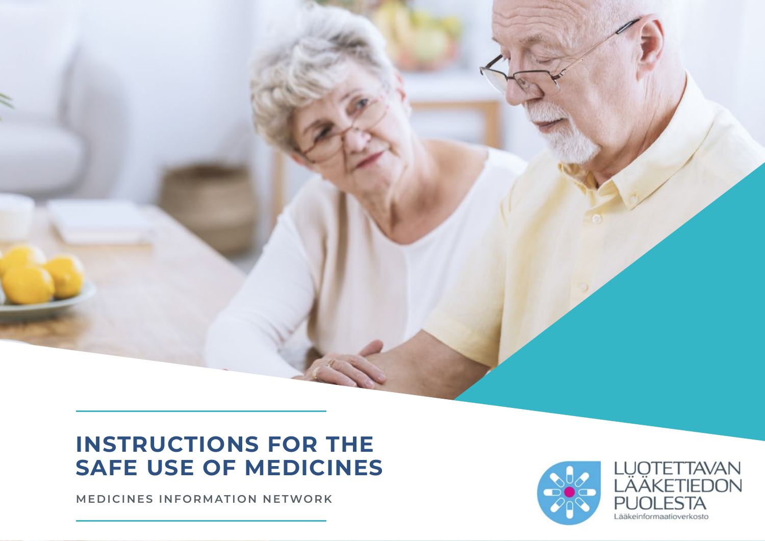# INSTRUCTIONS FOR THE SAFE USE OF MEDICINES

MEDICINES INFORMATION NETWORK

LUOTETTAVAN LÄÄKETIEDON PUOLESTA

Lääkeinformaatioverkosto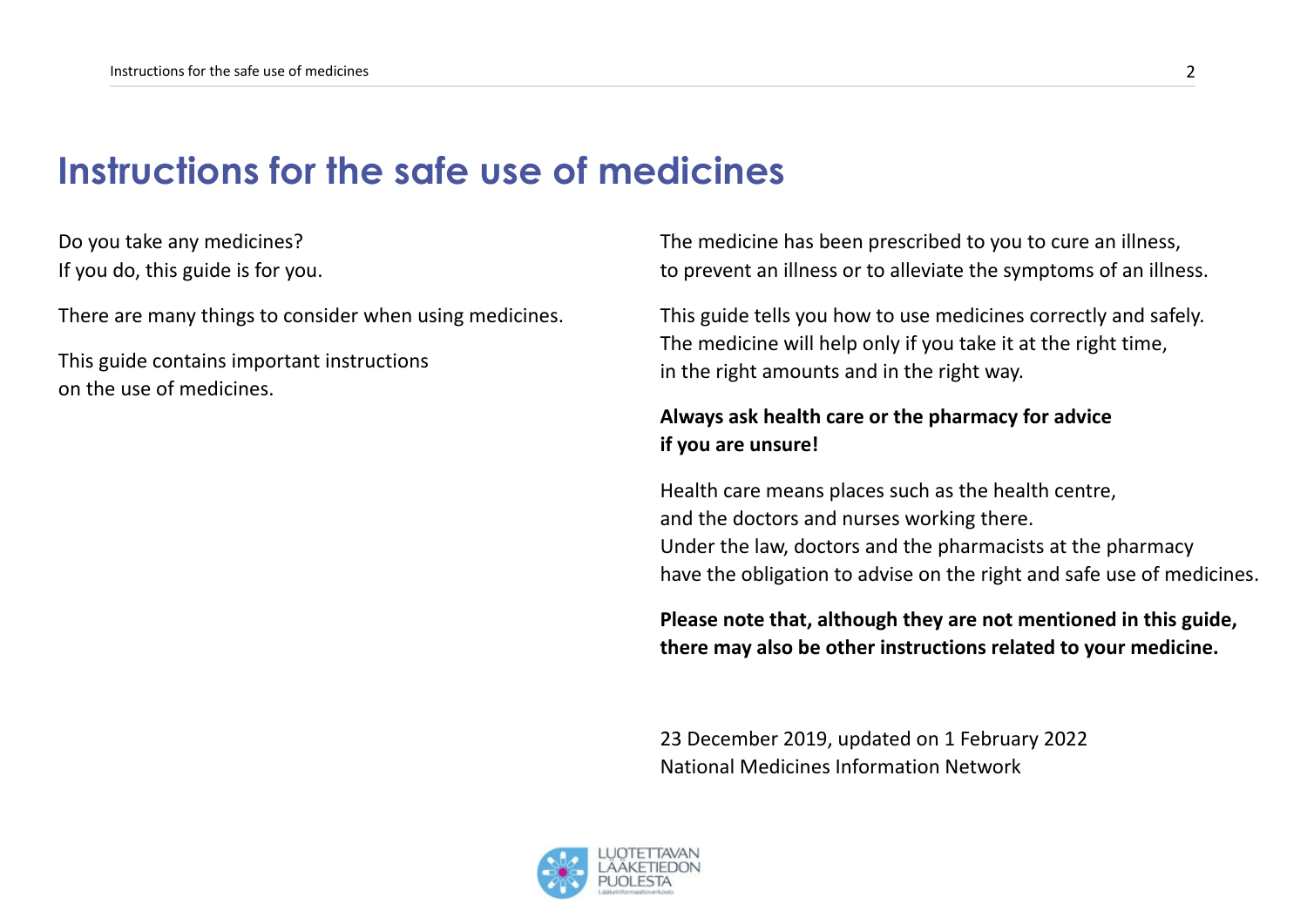# Instructions for the safe use of medicines

Do you take any medicines?
If you do, this guide is for you.

There are many things to consider when using medicines.

This guide contains important instructions
on the use of medicines.

The medicine has been prescribed to you to cure an illness,
to prevent an illness or to alleviate the symptoms of an illness.

This guide tells you how to use medicines correctly and safely.
The medicine will help only if you take it at the right time,
in the right amounts and in the right way.

**Always ask health care or the pharmacy for advice
if you are unsure!**

Health care means places such as the health centre,
and the doctors and nurses working there.
Under the law, doctors and the pharmacists at the pharmacy
have the obligation to advise on the right and safe use of medicines.

**Please note that, although they are not mentioned in this guide,
there may also be other instructions related to your medicine.**

23 December 2019, updated on 1 February 2022
National Medicines Information Network

LUOTETTAVAN
LÄÄKETIEDON
PUOLESTA
Lääkeinformaatioverkosto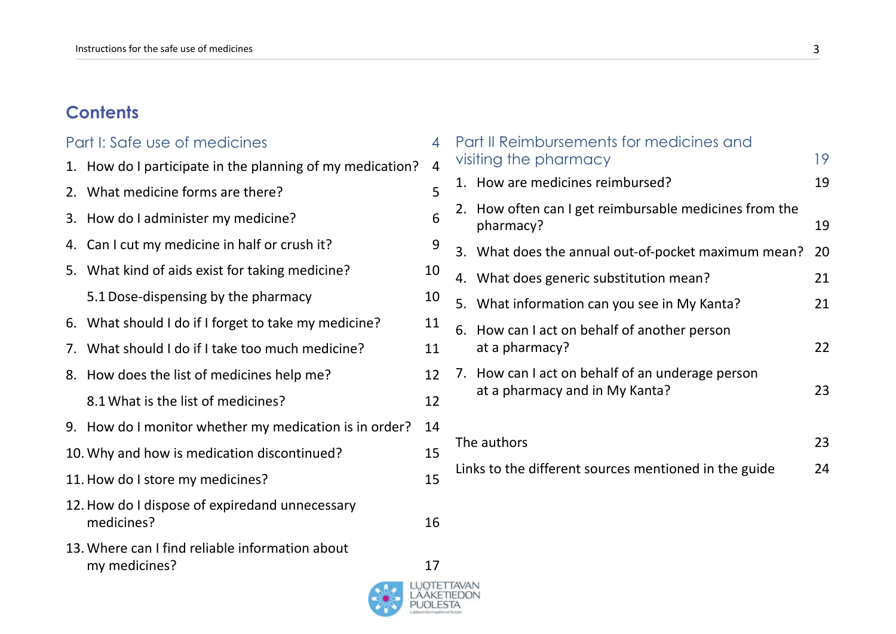# Contents

## Part I: Safe use of medicines 4

1. How do I participate in the planning of my medication? 4
2. What medicine forms are there? 5
3. How do I administer my medicine? 6
4. Can I cut my medicine in half or crush it? 9
5. What kind of aids exist for taking medicine? 10
   - 5.1 Dose-dispensing by the pharmacy 10
6. What should I do if I forget to take my medicine? 11
7. What should I do if I take too much medicine? 11
8. How does the list of medicines help me? 12
   - 8.1 What is the list of medicines? 12
9. How do I monitor whether my medication is in order? 14
10. Why and how is medication discontinued? 15
11. How do I store my medicines? 15
12. How do I dispose of expiredand unnecessary medicines? 16
13. Where can I find reliable information about my medicines? 17

## Part II Reimbursements for medicines and visiting the pharmacy 19

1. How are medicines reimbursed? 19
2. How often can I get reimbursable medicines from the pharmacy? 19
3. What does the annual out-of-pocket maximum mean? 20
4. What does generic substitution mean? 21
5. What information can you see in My Kanta? 21
6. How can I act on behalf of another person at a pharmacy? 22
7. How can I act on behalf of an underage person at a pharmacy and in My Kanta? 23

The authors 23

Links to the different sources mentioned in the guide 24

LUOTETTAVAN LÄÄKETIEDON PUOLESTA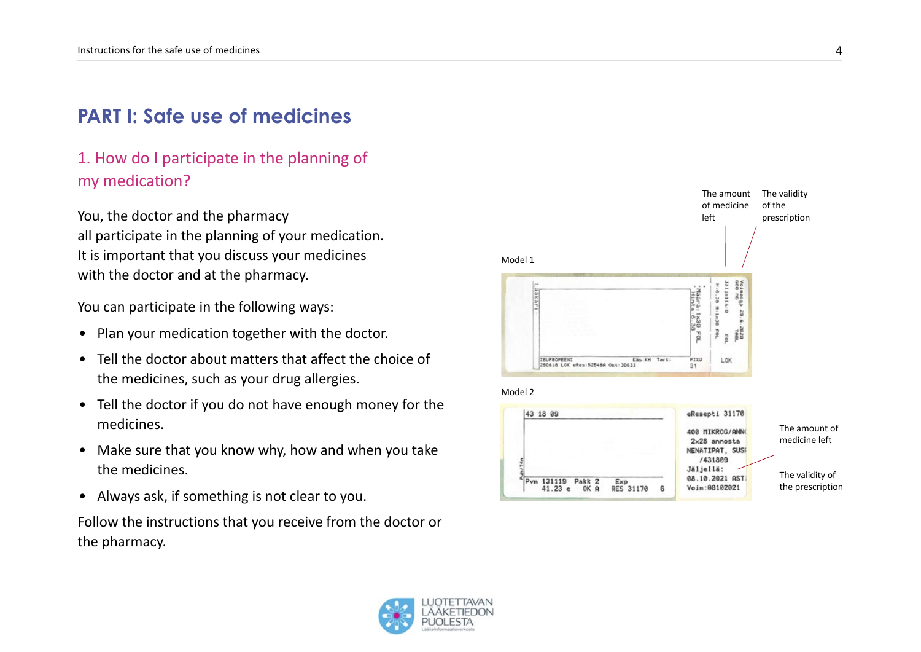# PART I: Safe use of medicines

## 1. How do I participate in the planning of my medication?

You, the doctor and the pharmacy
all participate in the planning of your medication.
It is important that you discuss your medicines
with the doctor and at the pharmacy.

You can participate in the following ways:

- Plan your medication together with the doctor.
- Tell the doctor about matters that affect the choice of the medicines, such as your drug allergies.
- Tell the doctor if you do not have enough money for the medicines.
- Make sure that you know why, how and when you take the medicines.
- Always ask, if something is not clear to you.

Follow the instructions that you receive from the doctor or the pharmacy.

Model 1

The amount of medicine left

The validity of the prescription

Model 2

The amount of medicine left

The validity of the prescription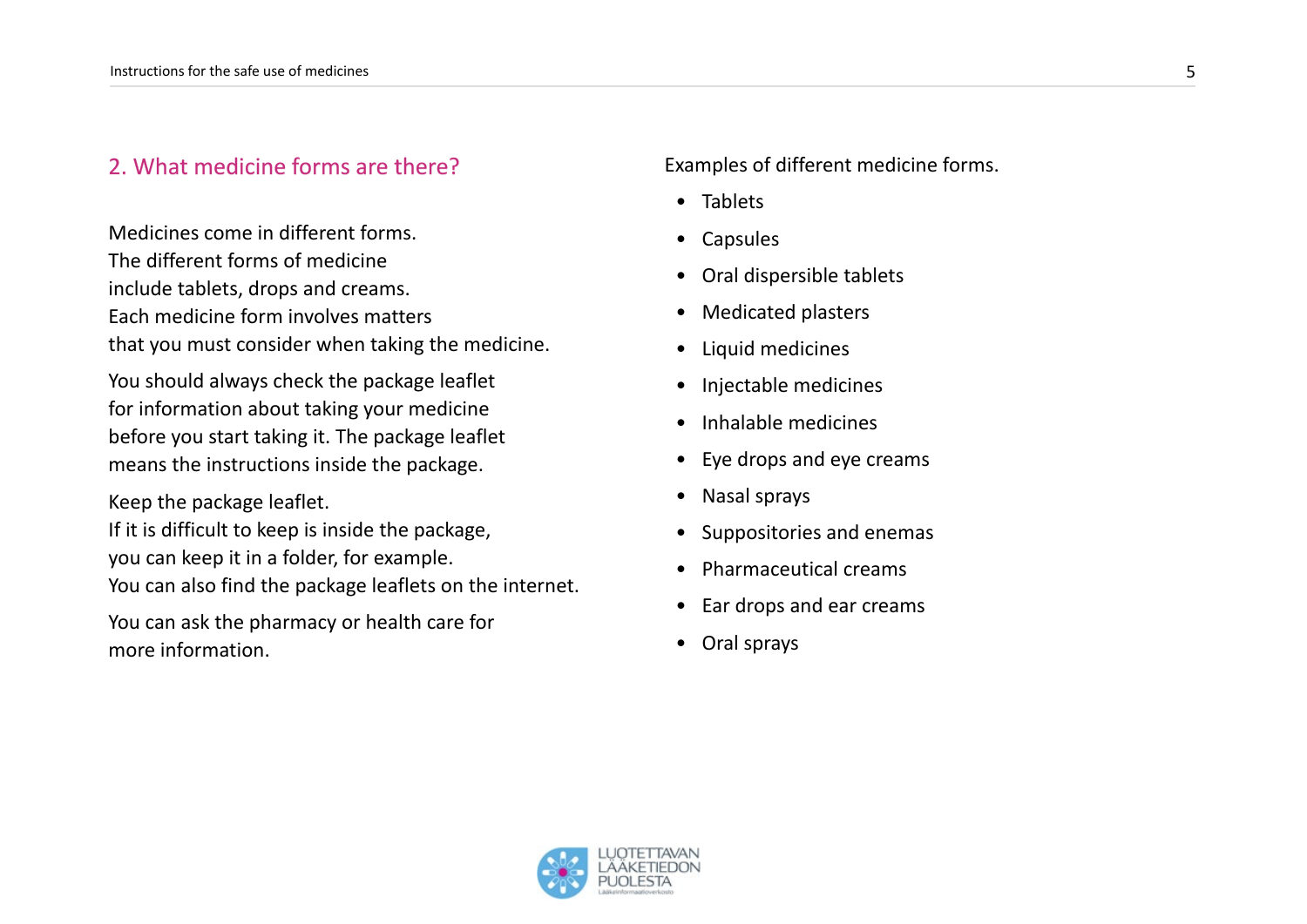## 2. What medicine forms are there?

Medicines come in different forms.
The different forms of medicine
include tablets, drops and creams.
Each medicine form involves matters
that you must consider when taking the medicine.

You should always check the package leaflet
for information about taking your medicine
before you start taking it. The package leaflet
means the instructions inside the package.

Keep the package leaflet.
If it is difficult to keep is inside the package,
you can keep it in a folder, for example.
You can also find the package leaflets on the internet.

You can ask the pharmacy or health care for
more information.

Examples of different medicine forms.

- Tablets
- Capsules
- Oral dispersible tablets
- Medicated plasters
- Liquid medicines
- Injectable medicines
- Inhalable medicines
- Eye drops and eye creams
- Nasal sprays
- Suppositories and enemas
- Pharmaceutical creams
- Ear drops and ear creams
- Oral sprays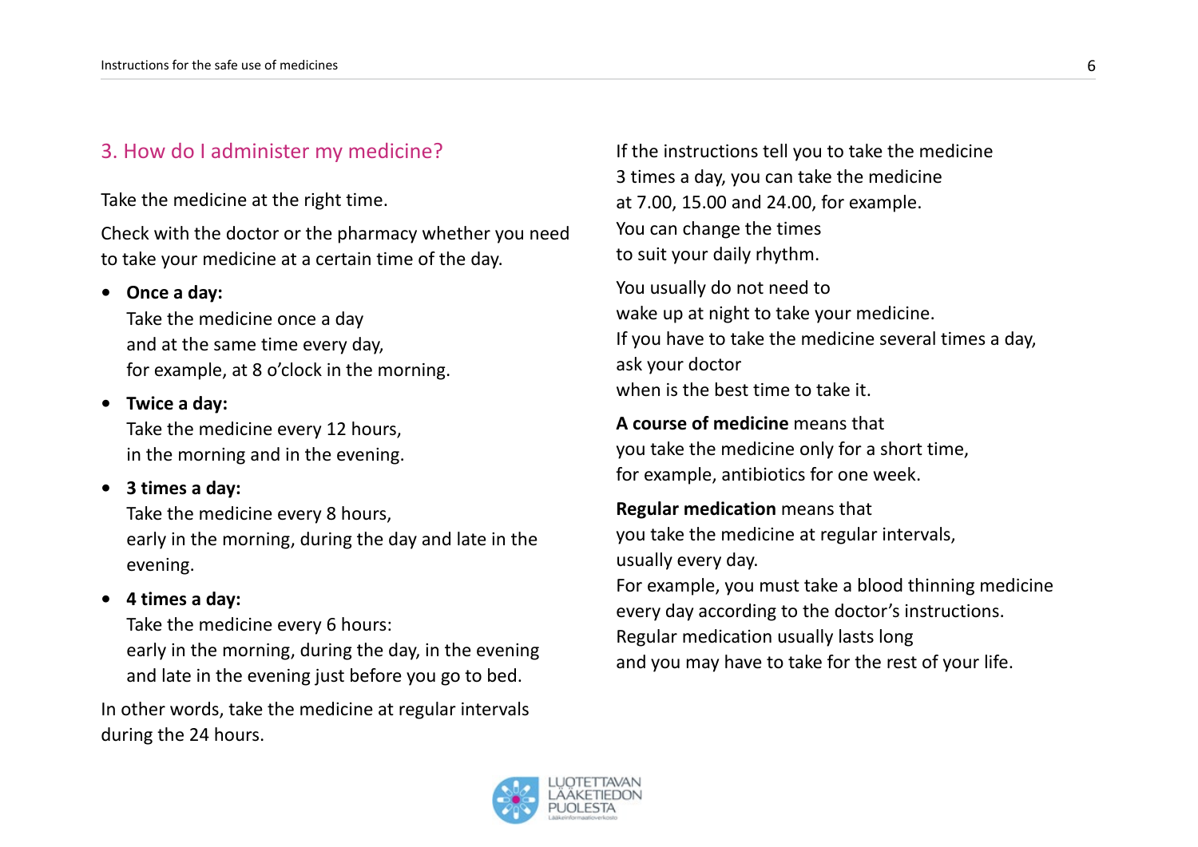## 3. How do I administer my medicine?

Take the medicine at the right time.

Check with the doctor or the pharmacy whether you need to take your medicine at a certain time of the day.

- **Once a day:**
  Take the medicine once a day
  and at the same time every day,
  for example, at 8 o'clock in the morning.
- **Twice a day:**
  Take the medicine every 12 hours,
  in the morning and in the evening.
- **3 times a day:**
  Take the medicine every 8 hours,
  early in the morning, during the day and late in the evening.
- **4 times a day:**
  Take the medicine every 6 hours:
  early in the morning, during the day, in the evening
  and late in the evening just before you go to bed.

In other words, take the medicine at regular intervals during the 24 hours.

If the instructions tell you to take the medicine 3 times a day, you can take the medicine at 7.00, 15.00 and 24.00, for example. You can change the times to suit your daily rhythm.

You usually do not need to wake up at night to take your medicine. If you have to take the medicine several times a day, ask your doctor when is the best time to take it.

**A course of medicine** means that you take the medicine only for a short time, for example, antibiotics for one week.

**Regular medication** means that you take the medicine at regular intervals, usually every day. For example, you must take a blood thinning medicine every day according to the doctor's instructions. Regular medication usually lasts long and you may have to take for the rest of your life.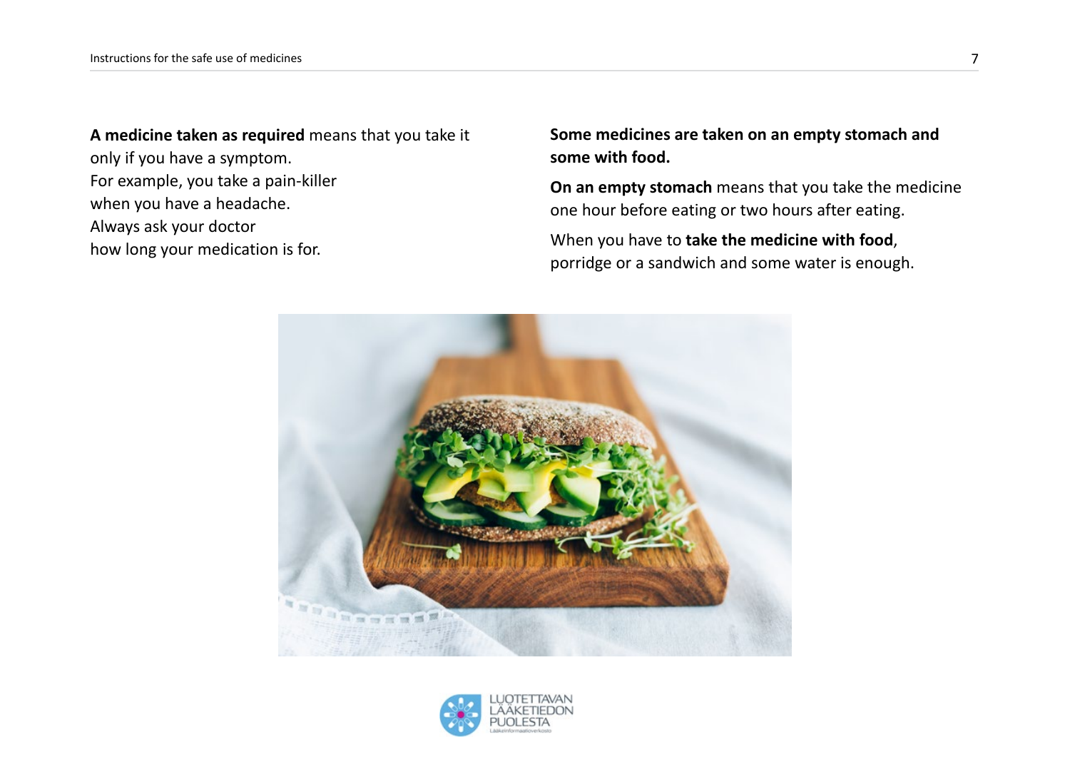**A medicine taken as required** means that you take it only if you have a symptom.
For example, you take a pain-killer when you have a headache.
Always ask your doctor how long your medication is for.

**Some medicines are taken on an empty stomach and some with food.**

**On an empty stomach** means that you take the medicine one hour before eating or two hours after eating.

When you have to **take the medicine with food**, porridge or a sandwich and some water is enough.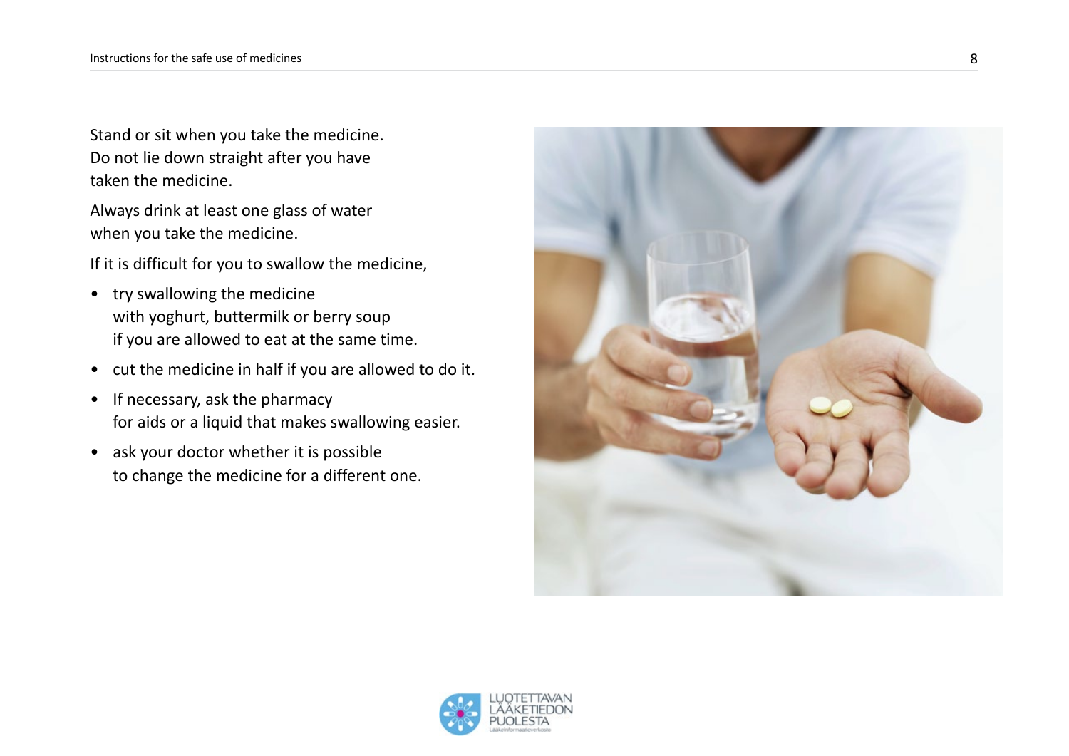Stand or sit when you take the medicine. Do not lie down straight after you have taken the medicine.

Always drink at least one glass of water when you take the medicine.

If it is difficult for you to swallow the medicine,

- try swallowing the medicine with yoghurt, buttermilk or berry soup if you are allowed to eat at the same time.
- cut the medicine in half if you are allowed to do it.
- If necessary, ask the pharmacy for aids or a liquid that makes swallowing easier.
- ask your doctor whether it is possible to change the medicine for a different one.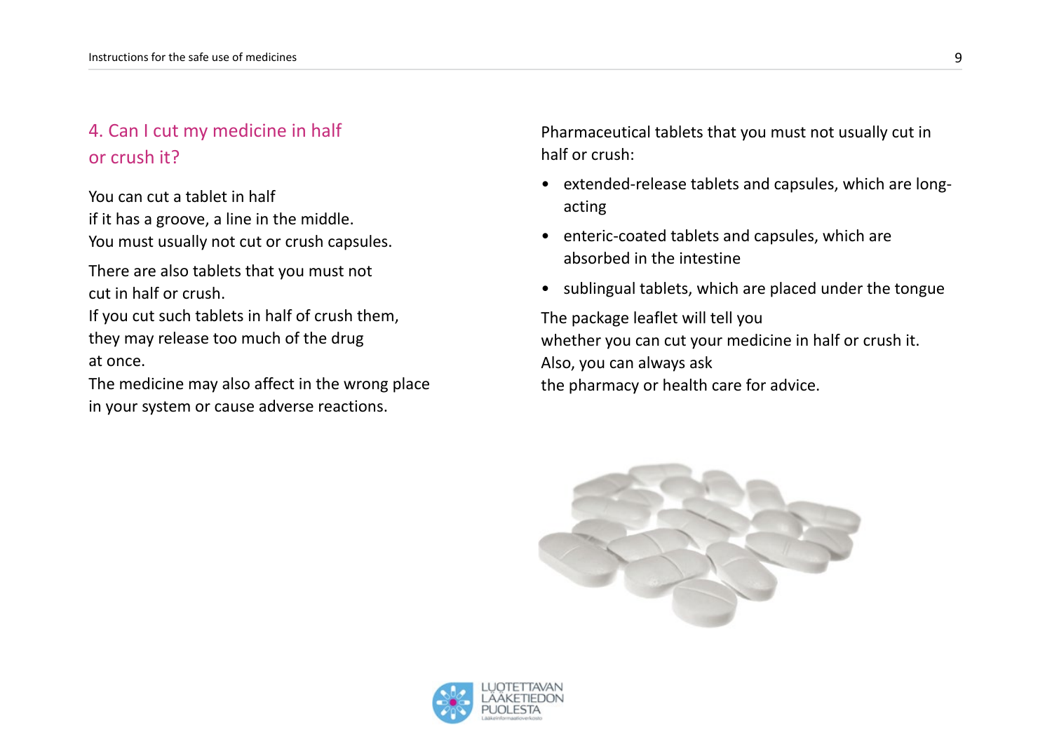## 4. Can I cut my medicine in half or crush it?

You can cut a tablet in half
if it has a groove, a line in the middle.
You must usually not cut or crush capsules.

There are also tablets that you must not
cut in half or crush.
If you cut such tablets in half of crush them,
they may release too much of the drug
at once.
The medicine may also affect in the wrong place
in your system or cause adverse reactions.

Pharmaceutical tablets that you must not usually cut in half or crush:

- extended-release tablets and capsules, which are long-acting
- enteric-coated tablets and capsules, which are absorbed in the intestine
- sublingual tablets, which are placed under the tongue

The package leaflet will tell you
whether you can cut your medicine in half or crush it.
Also, you can always ask
the pharmacy or health care for advice.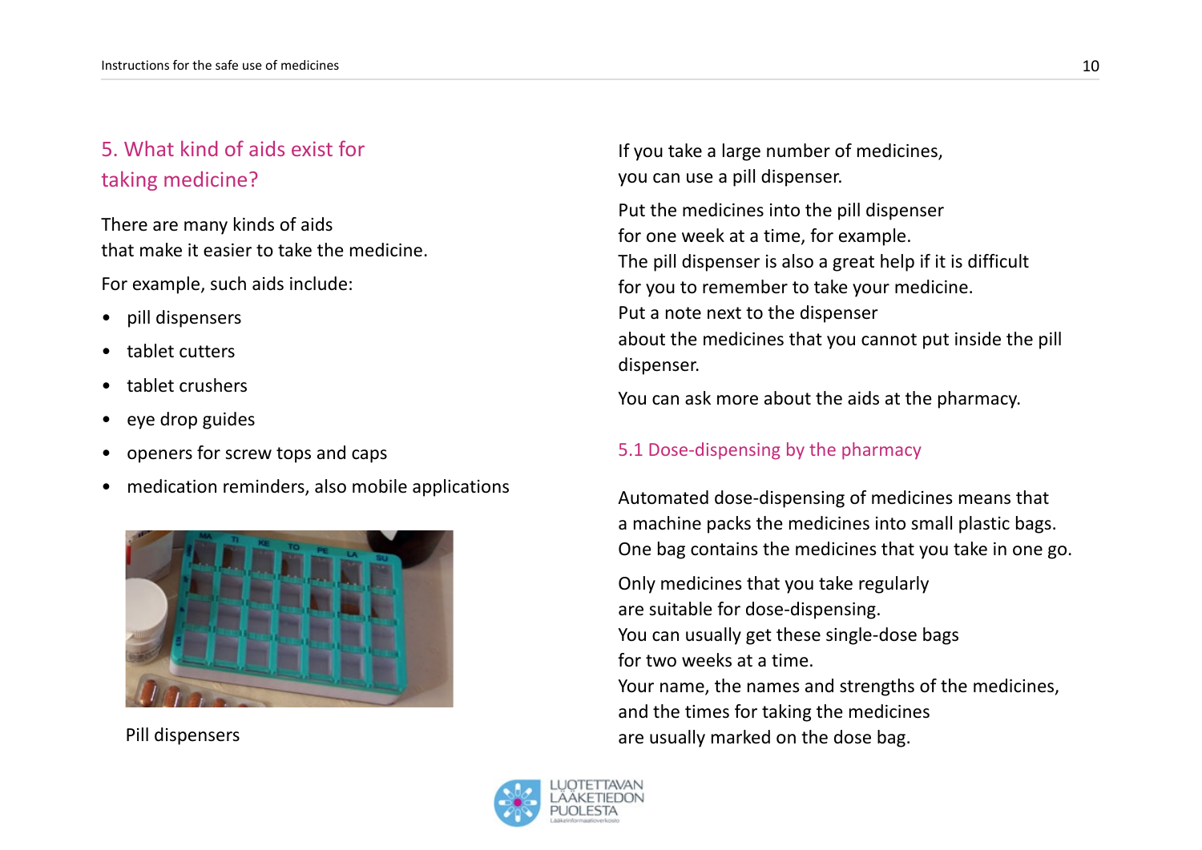## 5. What kind of aids exist for taking medicine?

There are many kinds of aids
that make it easier to take the medicine.

For example, such aids include:

- pill dispensers
- tablet cutters
- tablet crushers
- eye drop guides
- openers for screw tops and caps
- medication reminders, also mobile applications

Pill dispensers

If you take a large number of medicines,
you can use a pill dispenser.

Put the medicines into the pill dispenser
for one week at a time, for example.
The pill dispenser is also a great help if it is difficult
for you to remember to take your medicine.
Put a note next to the dispenser
about the medicines that you cannot put inside the pill dispenser.

You can ask more about the aids at the pharmacy.

### 5.1 Dose-dispensing by the pharmacy

Automated dose-dispensing of medicines means that
a machine packs the medicines into small plastic bags.
One bag contains the medicines that you take in one go.

Only medicines that you take regularly
are suitable for dose-dispensing.
You can usually get these single-dose bags
for two weeks at a time.
Your name, the names and strengths of the medicines,
and the times for taking the medicines
are usually marked on the dose bag.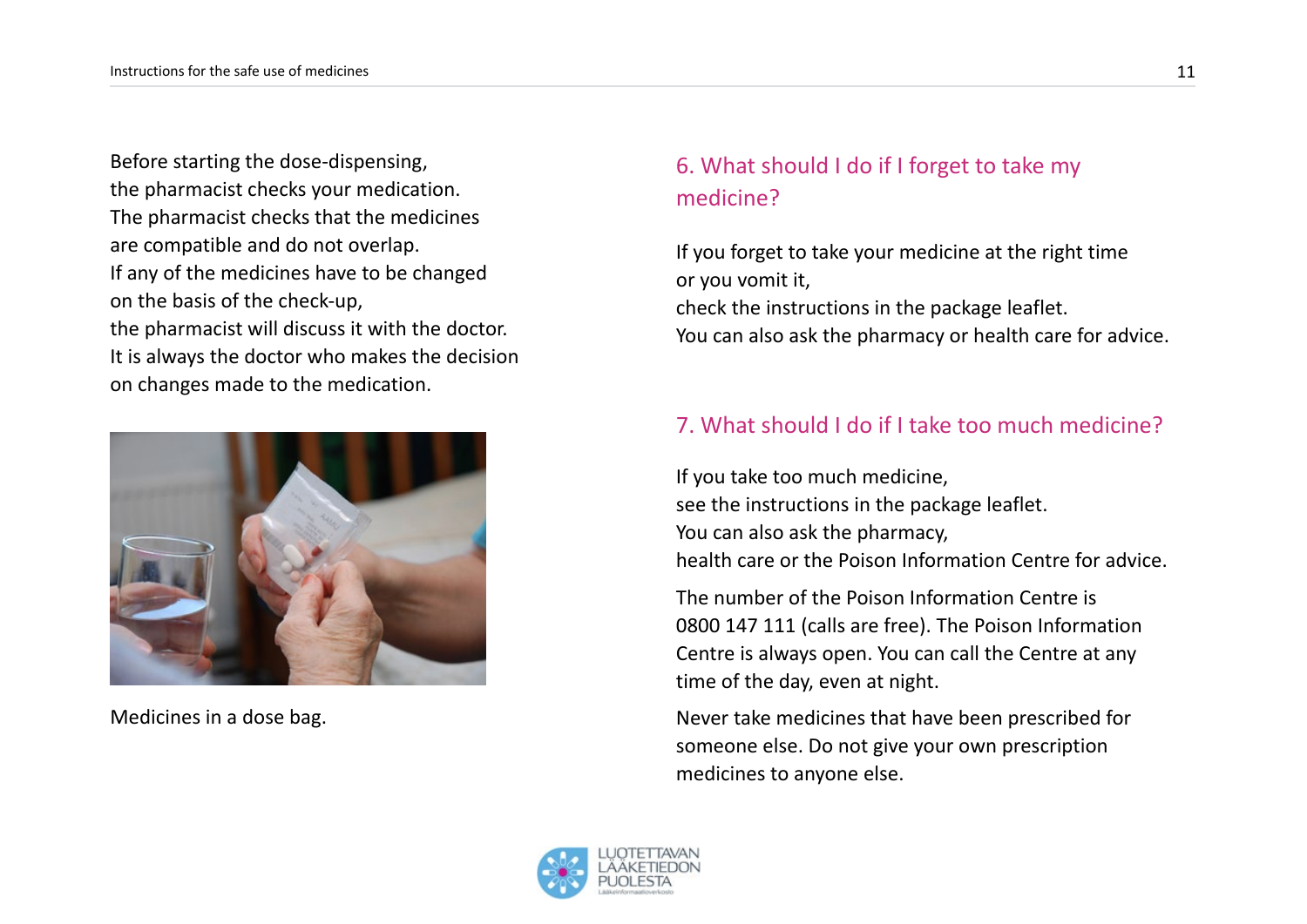Before starting the dose-dispensing, the pharmacist checks your medication. The pharmacist checks that the medicines are compatible and do not overlap. If any of the medicines have to be changed on the basis of the check-up, the pharmacist will discuss it with the doctor. It is always the doctor who makes the decision on changes made to the medication.

Medicines in a dose bag.

## 6. What should I do if I forget to take my medicine?

If you forget to take your medicine at the right time or you vomit it, check the instructions in the package leaflet. You can also ask the pharmacy or health care for advice.

## 7. What should I do if I take too much medicine?

If you take too much medicine, see the instructions in the package leaflet. You can also ask the pharmacy, health care or the Poison Information Centre for advice.

The number of the Poison Information Centre is 0800 147 111 (calls are free). The Poison Information Centre is always open. You can call the Centre at any time of the day, even at night.

Never take medicines that have been prescribed for someone else. Do not give your own prescription medicines to anyone else.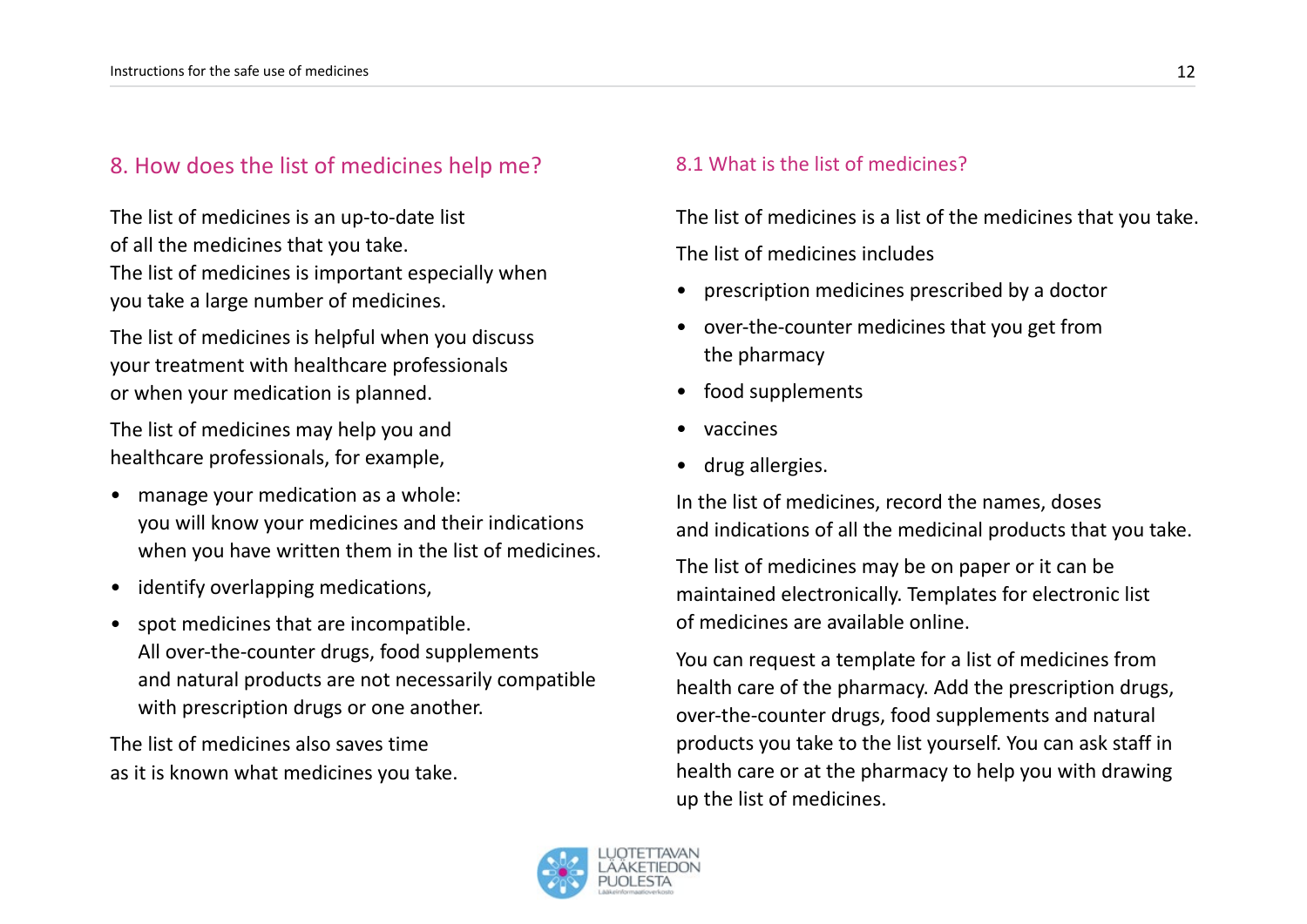## 8. How does the list of medicines help me?

The list of medicines is an up-to-date list of all the medicines that you take. The list of medicines is important especially when you take a large number of medicines.

The list of medicines is helpful when you discuss your treatment with healthcare professionals or when your medication is planned.

The list of medicines may help you and healthcare professionals, for example,

- manage your medication as a whole: you will know your medicines and their indications when you have written them in the list of medicines.
- identify overlapping medications,
- spot medicines that are incompatible. All over-the-counter drugs, food supplements and natural products are not necessarily compatible with prescription drugs or one another.

The list of medicines also saves time as it is known what medicines you take.

### 8.1 What is the list of medicines?

The list of medicines is a list of the medicines that you take.

The list of medicines includes

- prescription medicines prescribed by a doctor
- over-the-counter medicines that you get from the pharmacy
- food supplements
- vaccines
- drug allergies.

In the list of medicines, record the names, doses and indications of all the medicinal products that you take.

The list of medicines may be on paper or it can be maintained electronically. Templates for electronic list of medicines are available online.

You can request a template for a list of medicines from health care of the pharmacy. Add the prescription drugs, over-the-counter drugs, food supplements and natural products you take to the list yourself. You can ask staff in health care or at the pharmacy to help you with drawing up the list of medicines.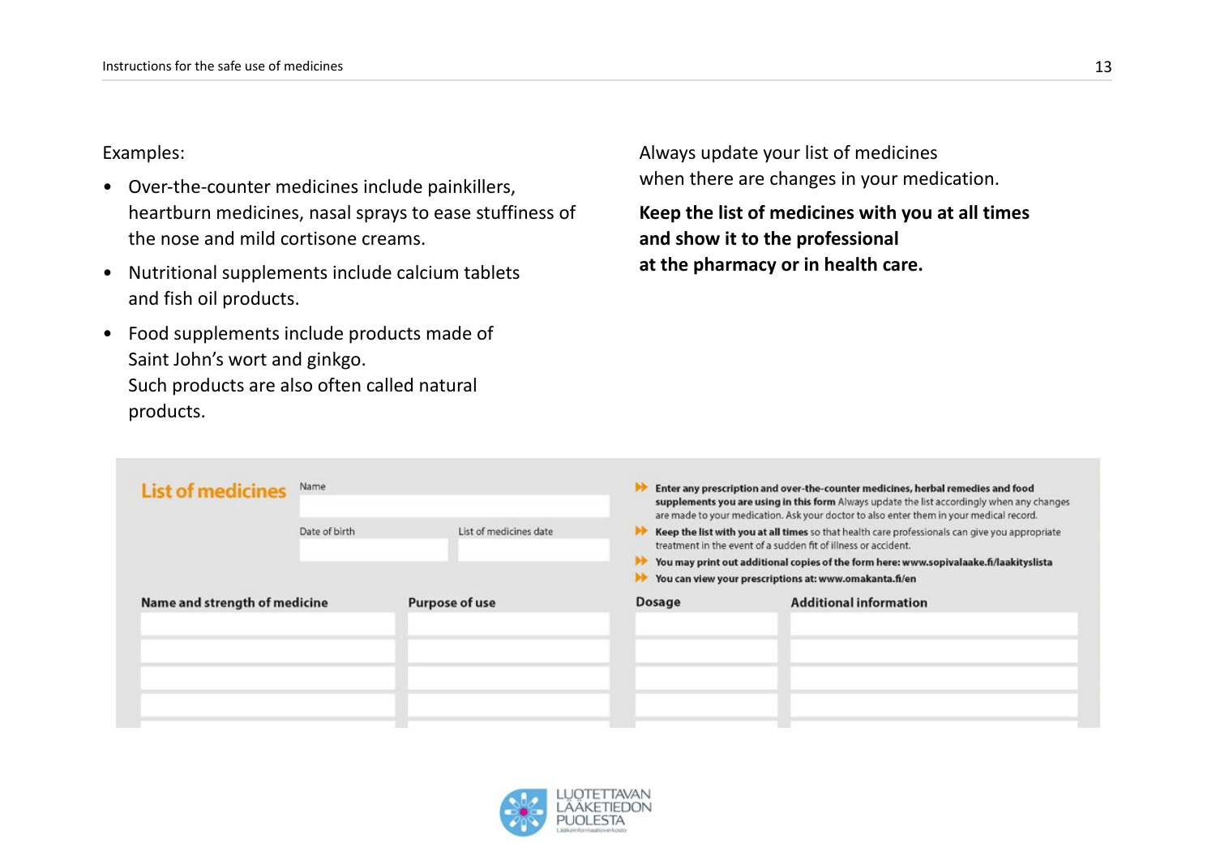Examples:

- Over-the-counter medicines include painkillers, heartburn medicines, nasal sprays to ease stuffiness of the nose and mild cortisone creams.
- Nutritional supplements include calcium tablets and fish oil products.
- Food supplements include products made of Saint John's wort and ginkgo. Such products are also often called natural products.

Always update your list of medicines when there are changes in your medication.

**Keep the list of medicines with you at all times and show it to the professional at the pharmacy or in health care.**

**List of medicines**

Name

Date of birth

List of medicines date

- **Enter any prescription and over-the-counter medicines, herbal remedies and food supplements you are using in this form** Always update the list accordingly when any changes are made to your medication. Ask your doctor to also enter them in your medical record.
- **Keep the list with you at all times** so that health care professionals can give you appropriate treatment in the event of a sudden fit of illness or accident.
- **You may print out additional copies of the form here: www.sopivalaake.fi/laakityslista**
- **You can view your prescriptions at: www.omakanta.fi/en**

| Name and strength of medicine | Purpose of use | Dosage | Additional information |
| --- | --- | --- | --- |
| | | | |
| | | | |
| | | | |
| | | | |

LUOTETTAVAN LÄÄKETIEDON PUOLESTA
Lääkeinformaatioverkosto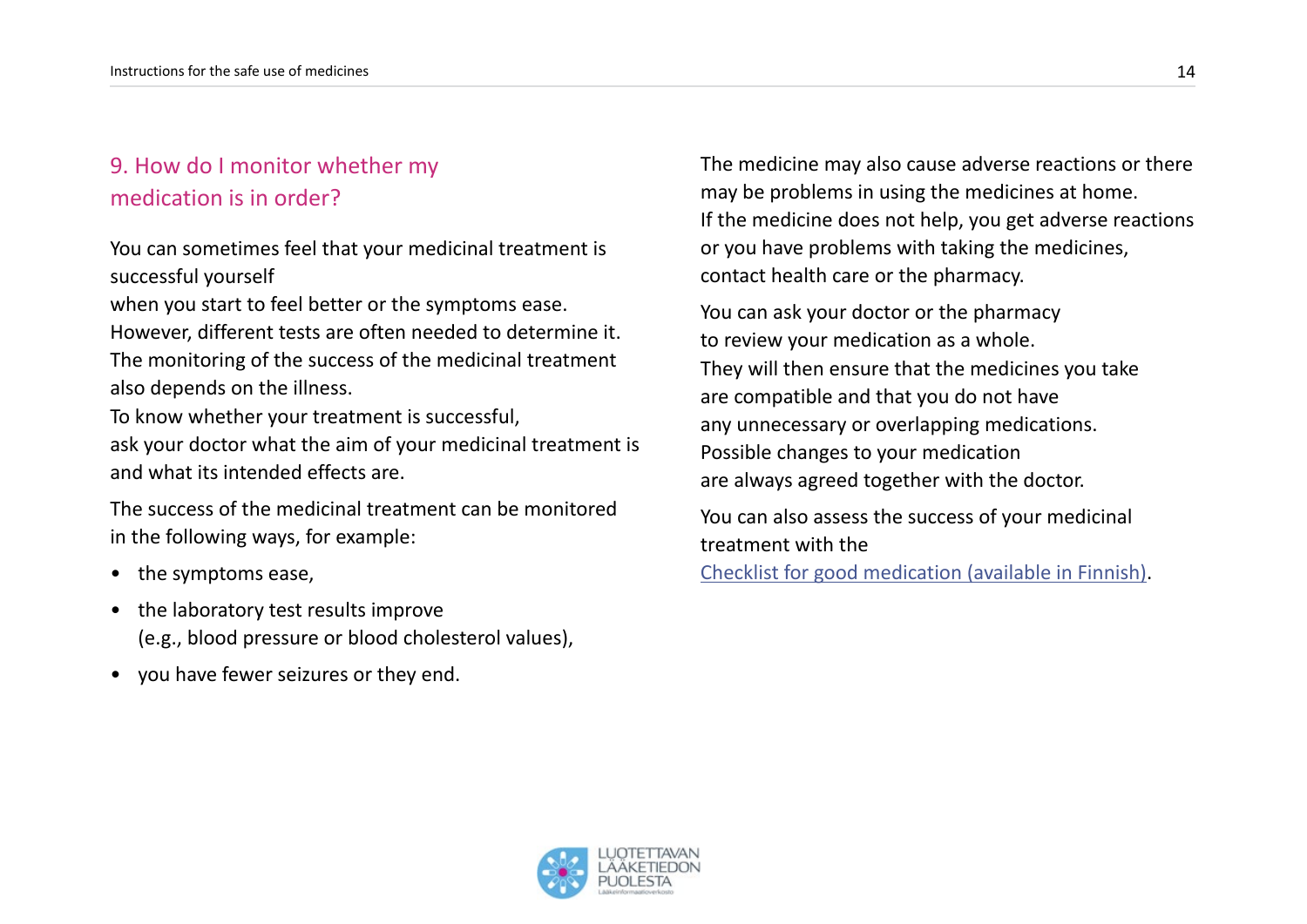## 9. How do I monitor whether my medication is in order?

You can sometimes feel that your medicinal treatment is successful yourself when you start to feel better or the symptoms ease. However, different tests are often needed to determine it. The monitoring of the success of the medicinal treatment also depends on the illness. To know whether your treatment is successful, ask your doctor what the aim of your medicinal treatment is and what its intended effects are.

The success of the medicinal treatment can be monitored in the following ways, for example:

- the symptoms ease,
- the laboratory test results improve (e.g., blood pressure or blood cholesterol values),
- you have fewer seizures or they end.

The medicine may also cause adverse reactions or there may be problems in using the medicines at home. If the medicine does not help, you get adverse reactions or you have problems with taking the medicines, contact health care or the pharmacy.

You can ask your doctor or the pharmacy to review your medication as a whole. They will then ensure that the medicines you take are compatible and that you do not have any unnecessary or overlapping medications. Possible changes to your medication are always agreed together with the doctor.

You can also assess the success of your medicinal treatment with the Checklist for good medication (available in Finnish).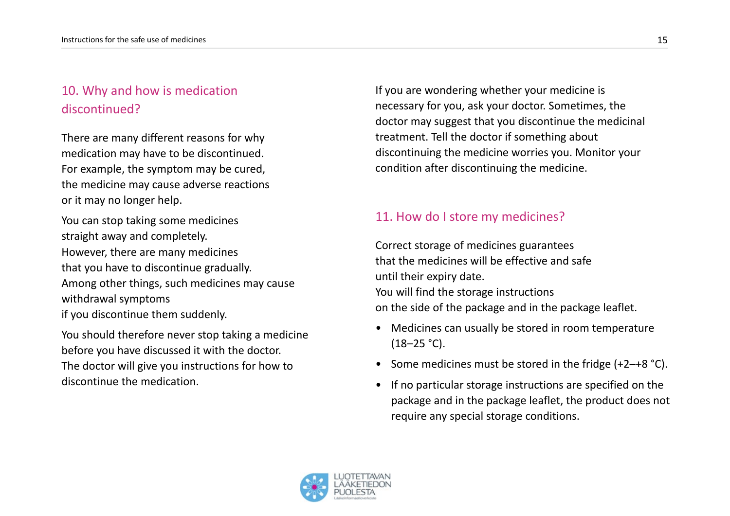## 10. Why and how is medication discontinued?

There are many different reasons for why medication may have to be discontinued. For example, the symptom may be cured, the medicine may cause adverse reactions or it may no longer help.

You can stop taking some medicines straight away and completely. However, there are many medicines that you have to discontinue gradually. Among other things, such medicines may cause withdrawal symptoms if you discontinue them suddenly.

You should therefore never stop taking a medicine before you have discussed it with the doctor. The doctor will give you instructions for how to discontinue the medication.

If you are wondering whether your medicine is necessary for you, ask your doctor. Sometimes, the doctor may suggest that you discontinue the medicinal treatment. Tell the doctor if something about discontinuing the medicine worries you. Monitor your condition after discontinuing the medicine.

## 11. How do I store my medicines?

Correct storage of medicines guarantees that the medicines will be effective and safe until their expiry date. You will find the storage instructions on the side of the package and in the package leaflet.

- Medicines can usually be stored in room temperature (18–25 °C).
- Some medicines must be stored in the fridge (+2–+8 °C).
- If no particular storage instructions are specified on the package and in the package leaflet, the product does not require any special storage conditions.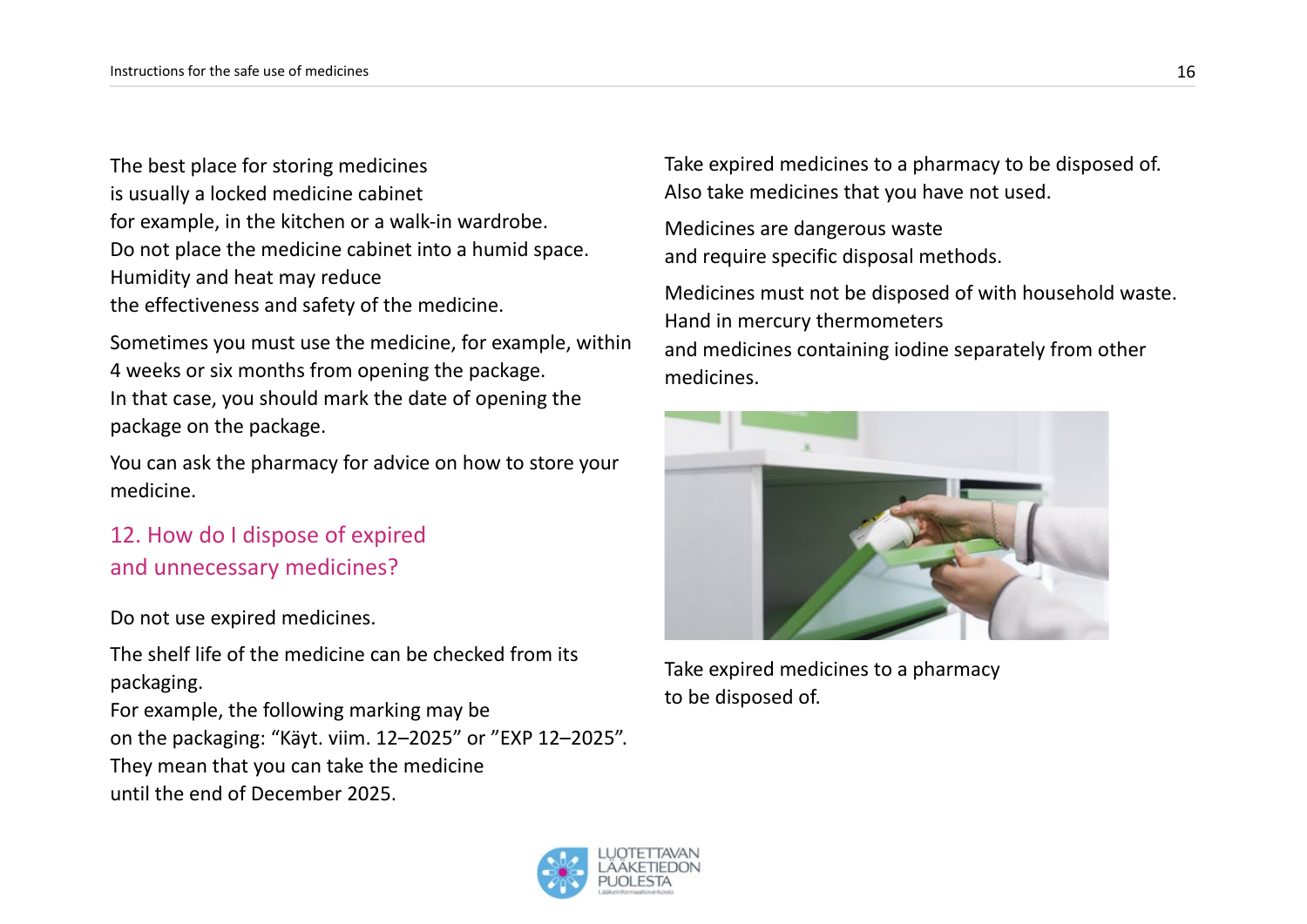The best place for storing medicines
is usually a locked medicine cabinet
for example, in the kitchen or a walk-in wardrobe.
Do not place the medicine cabinet into a humid space.
Humidity and heat may reduce
the effectiveness and safety of the medicine.

Sometimes you must use the medicine, for example, within
4 weeks or six months from opening the package.
In that case, you should mark the date of opening the
package on the package.

You can ask the pharmacy for advice on how to store your
medicine.

## 12. How do I dispose of expired and unnecessary medicines?

Do not use expired medicines.

The shelf life of the medicine can be checked from its
packaging.
For example, the following marking may be
on the packaging: “Käyt. viim. 12–2025” or ”EXP 12–2025”.
They mean that you can take the medicine
until the end of December 2025.

Take expired medicines to a pharmacy to be disposed of.
Also take medicines that you have not used.

Medicines are dangerous waste
and require specific disposal methods.

Medicines must not be disposed of with household waste.
Hand in mercury thermometers
and medicines containing iodine separately from other
medicines.

Take expired medicines to a pharmacy
to be disposed of.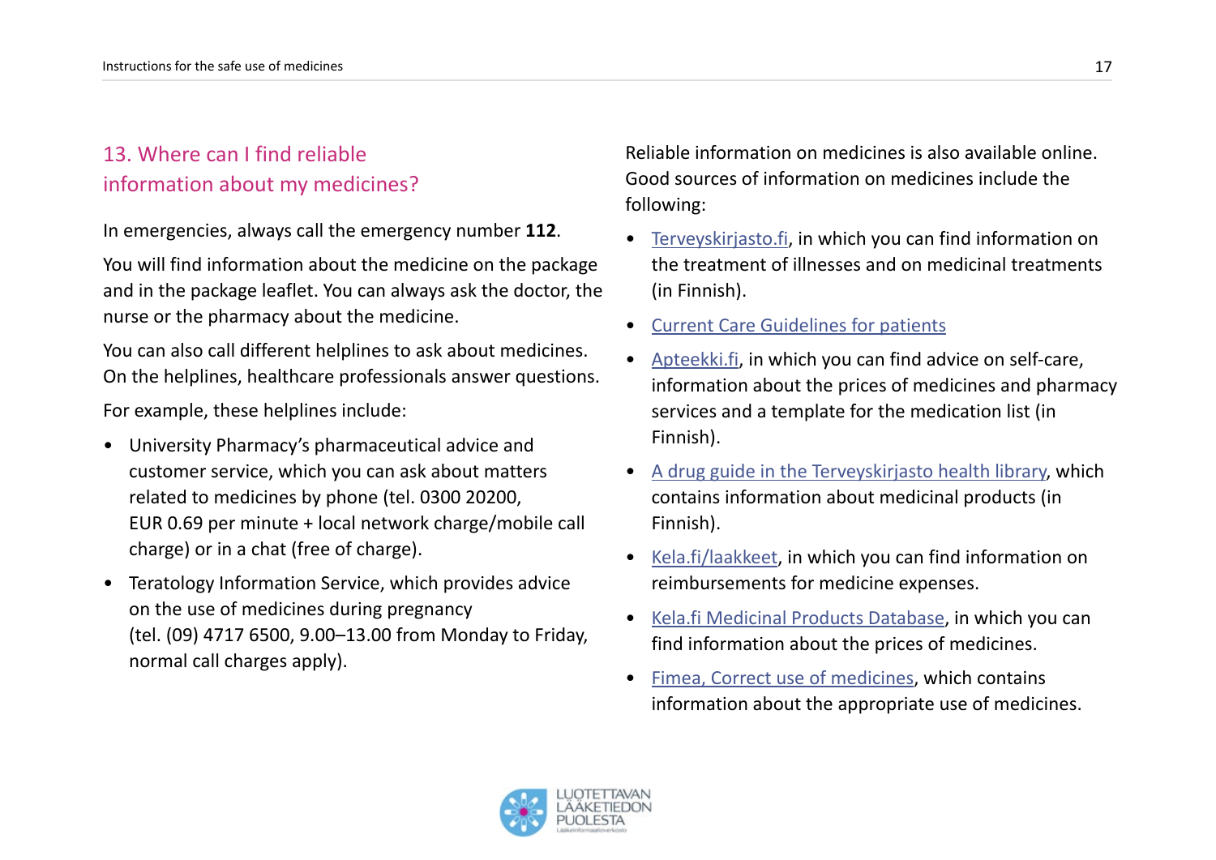## 13. Where can I find reliable information about my medicines?

In emergencies, always call the emergency number **112**.

You will find information about the medicine on the package and in the package leaflet. You can always ask the doctor, the nurse or the pharmacy about the medicine.

You can also call different helplines to ask about medicines. On the helplines, healthcare professionals answer questions.

For example, these helplines include:

- University Pharmacy's pharmaceutical advice and customer service, which you can ask about matters related to medicines by phone (tel. 0300 20200, EUR 0.69 per minute + local network charge/mobile call charge) or in a chat (free of charge).
- Teratology Information Service, which provides advice on the use of medicines during pregnancy (tel. (09) 4717 6500, 9.00–13.00 from Monday to Friday, normal call charges apply).

Reliable information on medicines is also available online. Good sources of information on medicines include the following:

- Terveyskirjasto.fi, in which you can find information on the treatment of illnesses and on medicinal treatments (in Finnish).
- Current Care Guidelines for patients
- Apteekki.fi, in which you can find advice on self-care, information about the prices of medicines and pharmacy services and a template for the medication list (in Finnish).
- A drug guide in the Terveyskirjasto health library, which contains information about medicinal products (in Finnish).
- Kela.fi/laakkeet, in which you can find information on reimbursements for medicine expenses.
- Kela.fi Medicinal Products Database, in which you can find information about the prices of medicines.
- Fimea, Correct use of medicines, which contains information about the appropriate use of medicines.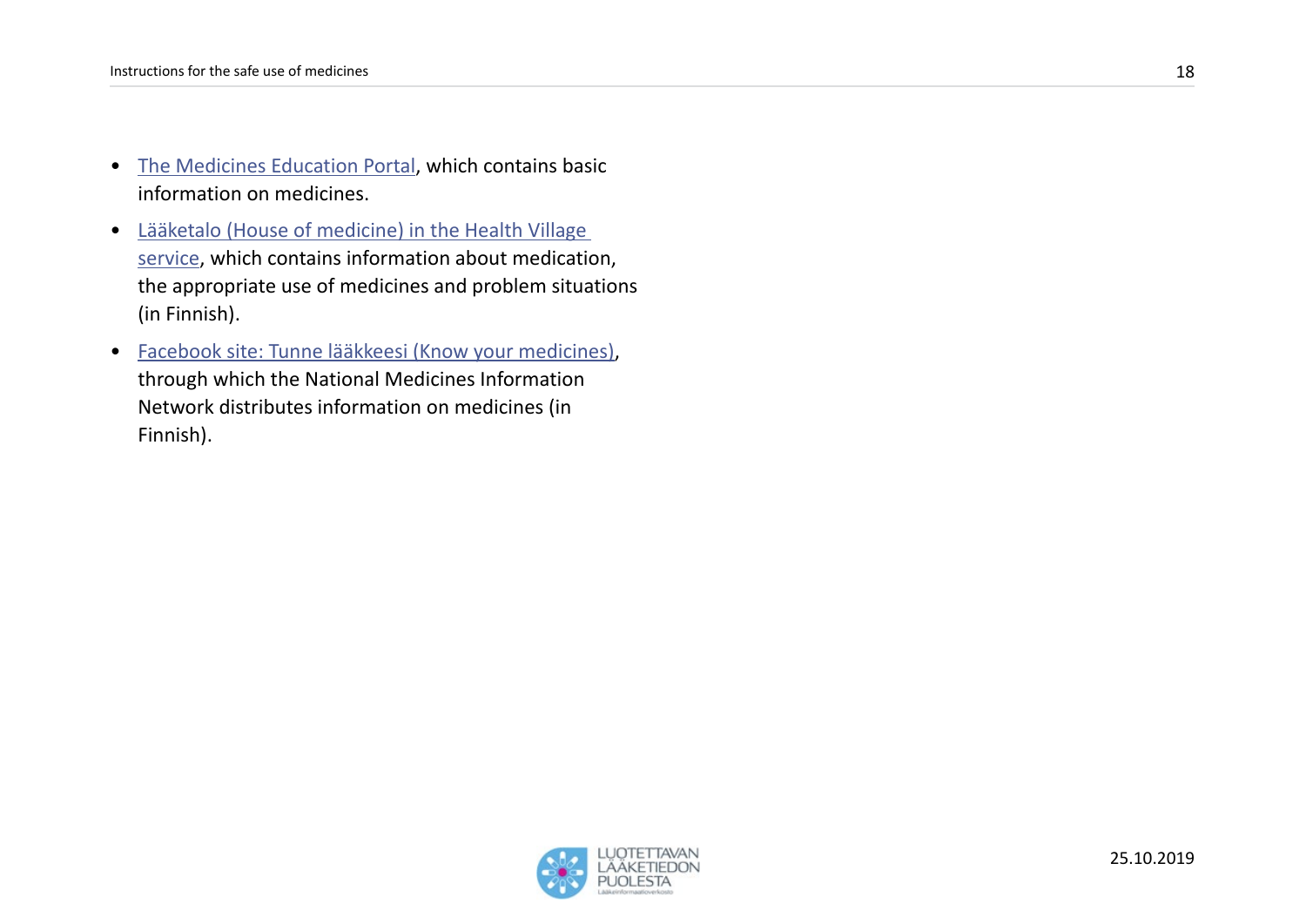- The Medicines Education Portal, which contains basic information on medicines.
- Lääketalo (House of medicine) in the Health Village service, which contains information about medication, the appropriate use of medicines and problem situations (in Finnish).
- Facebook site: Tunne lääkkeesi (Know your medicines), through which the National Medicines Information Network distributes information on medicines (in Finnish).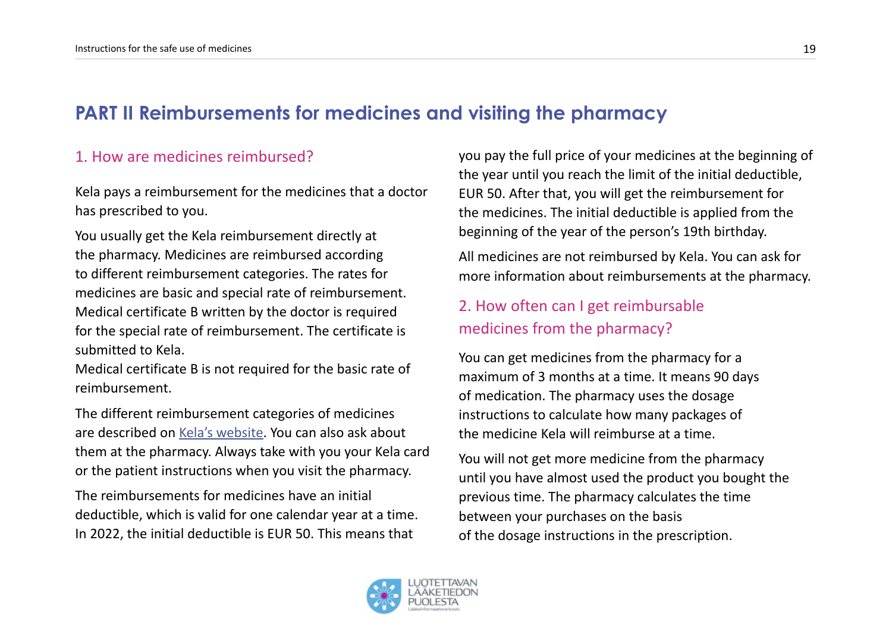# PART II Reimbursements for medicines and visiting the pharmacy

## 1. How are medicines reimbursed?

Kela pays a reimbursement for the medicines that a doctor has prescribed to you.

You usually get the Kela reimbursement directly at the pharmacy. Medicines are reimbursed according to different reimbursement categories. The rates for medicines are basic and special rate of reimbursement. Medical certificate B written by the doctor is required for the special rate of reimbursement. The certificate is submitted to Kela.
Medical certificate B is not required for the basic rate of reimbursement.

The different reimbursement categories of medicines are described on [Kela's website](). You can also ask about them at the pharmacy. Always take with you your Kela card or the patient instructions when you visit the pharmacy.

The reimbursements for medicines have an initial deductible, which is valid for one calendar year at a time. In 2022, the initial deductible is EUR 50. This means that you pay the full price of your medicines at the beginning of the year until you reach the limit of the initial deductible, EUR 50. After that, you will get the reimbursement for the medicines. The initial deductible is applied from the beginning of the year of the person's 19th birthday.

All medicines are not reimbursed by Kela. You can ask for more information about reimbursements at the pharmacy.

## 2. How often can I get reimbursable medicines from the pharmacy?

You can get medicines from the pharmacy for a maximum of 3 months at a time. It means 90 days of medication. The pharmacy uses the dosage instructions to calculate how many packages of the medicine Kela will reimburse at a time.

You will not get more medicine from the pharmacy until you have almost used the product you bought the previous time. The pharmacy calculates the time between your purchases on the basis of the dosage instructions in the prescription.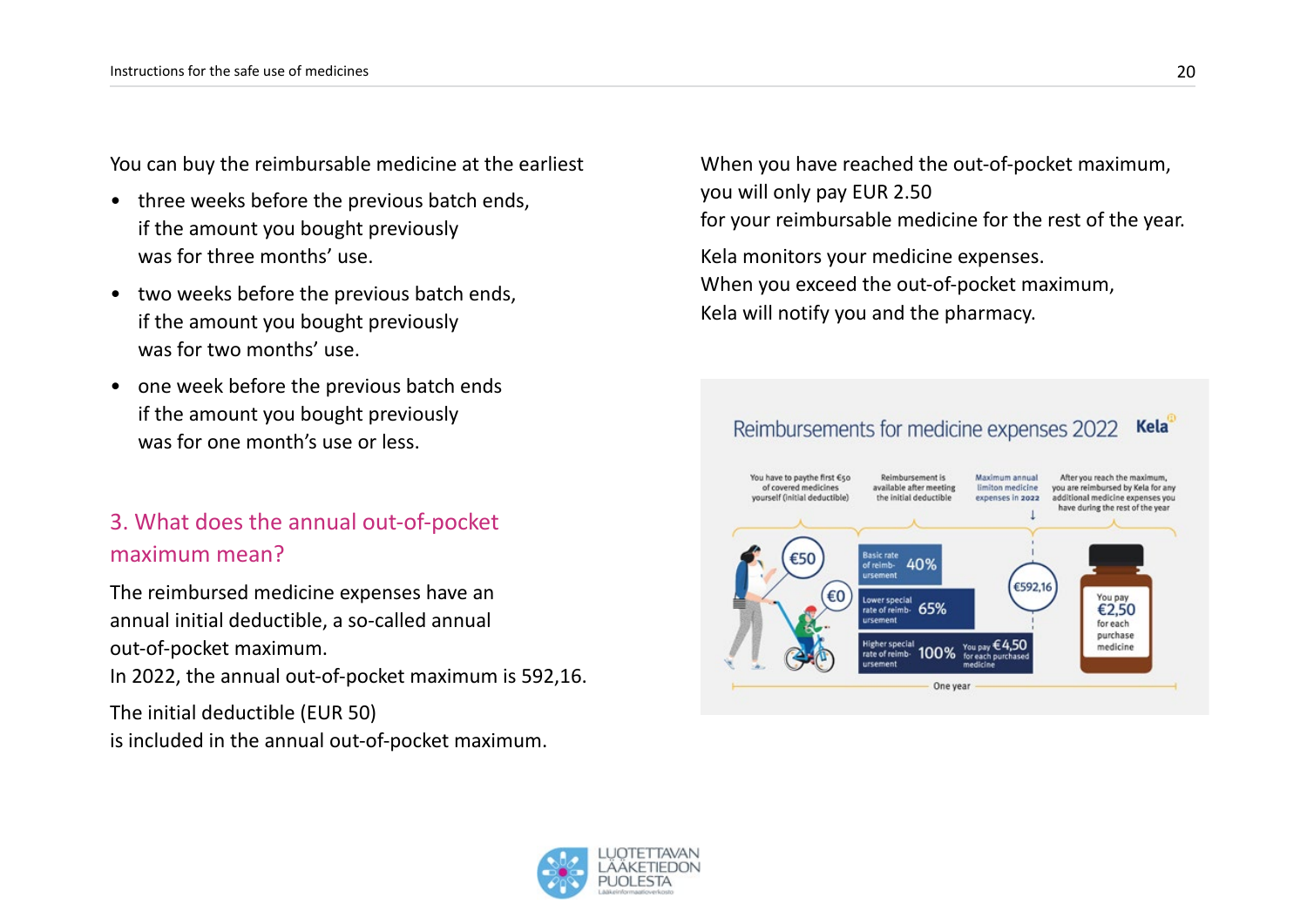You can buy the reimbursable medicine at the earliest

- three weeks before the previous batch ends, if the amount you bought previously was for three months' use.
- two weeks before the previous batch ends, if the amount you bought previously was for two months' use.
- one week before the previous batch ends if the amount you bought previously was for one month's use or less.

## 3. What does the annual out-of-pocket maximum mean?

The reimbursed medicine expenses have an annual initial deductible, a so-called annual out-of-pocket maximum.
In 2022, the annual out-of-pocket maximum is 592,16.

The initial deductible (EUR 50) is included in the annual out-of-pocket maximum.

When you have reached the out-of-pocket maximum, you will only pay EUR 2.50 for your reimbursable medicine for the rest of the year.

Kela monitors your medicine expenses.
When you exceed the out-of-pocket maximum, Kela will notify you and the pharmacy.

Reimbursements for medicine expenses 2022 Kela

You have to paythe first €50 of covered medicines yourself (initial deductible)

Reimbursement is available after meeting the initial deductible

Maximum annual limiton medicine expenses in 2022

After you reach the maximum, you are reimbursed by Kela for any additional medicine expenses you have during the rest of the year

€50

€0

Basic rate of reimbursement 40%

Lower special rate of reimbursement 65%

Higher special rate of reimbursement 100% You pay €4,50 for each purchased medicine

€592,16

You pay €2,50 for each purchase medicine

One year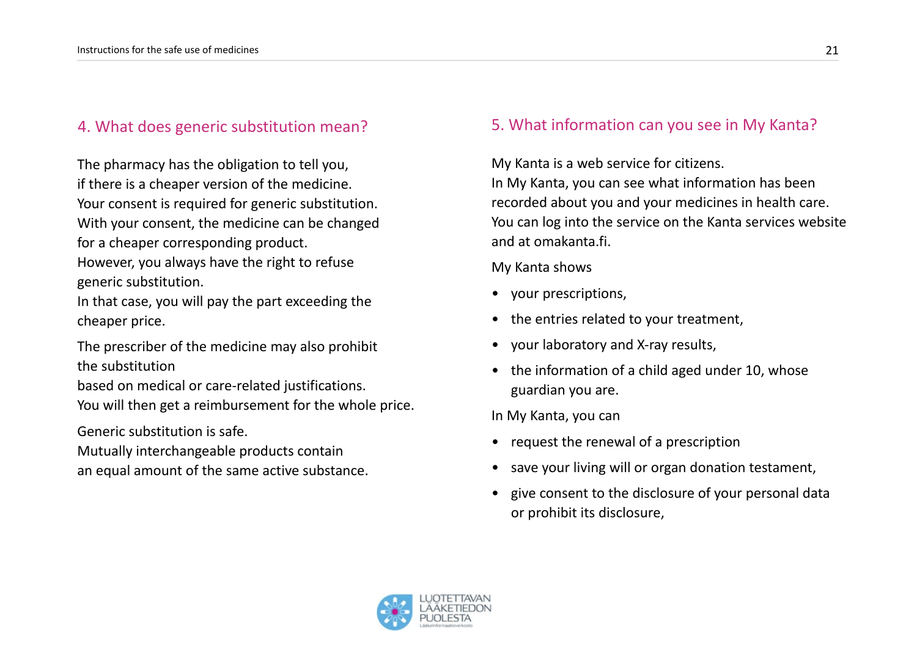## 4. What does generic substitution mean?

The pharmacy has the obligation to tell you, if there is a cheaper version of the medicine. Your consent is required for generic substitution. With your consent, the medicine can be changed for a cheaper corresponding product. However, you always have the right to refuse generic substitution. In that case, you will pay the part exceeding the cheaper price.

The prescriber of the medicine may also prohibit the substitution based on medical or care-related justifications. You will then get a reimbursement for the whole price.

Generic substitution is safe. Mutually interchangeable products contain an equal amount of the same active substance.

## 5. What information can you see in My Kanta?

My Kanta is a web service for citizens. In My Kanta, you can see what information has been recorded about you and your medicines in health care. You can log into the service on the Kanta services website and at omakanta.fi.

My Kanta shows

- your prescriptions,
- the entries related to your treatment,
- your laboratory and X-ray results,
- the information of a child aged under 10, whose guardian you are.

In My Kanta, you can

- request the renewal of a prescription
- save your living will or organ donation testament,
- give consent to the disclosure of your personal data or prohibit its disclosure,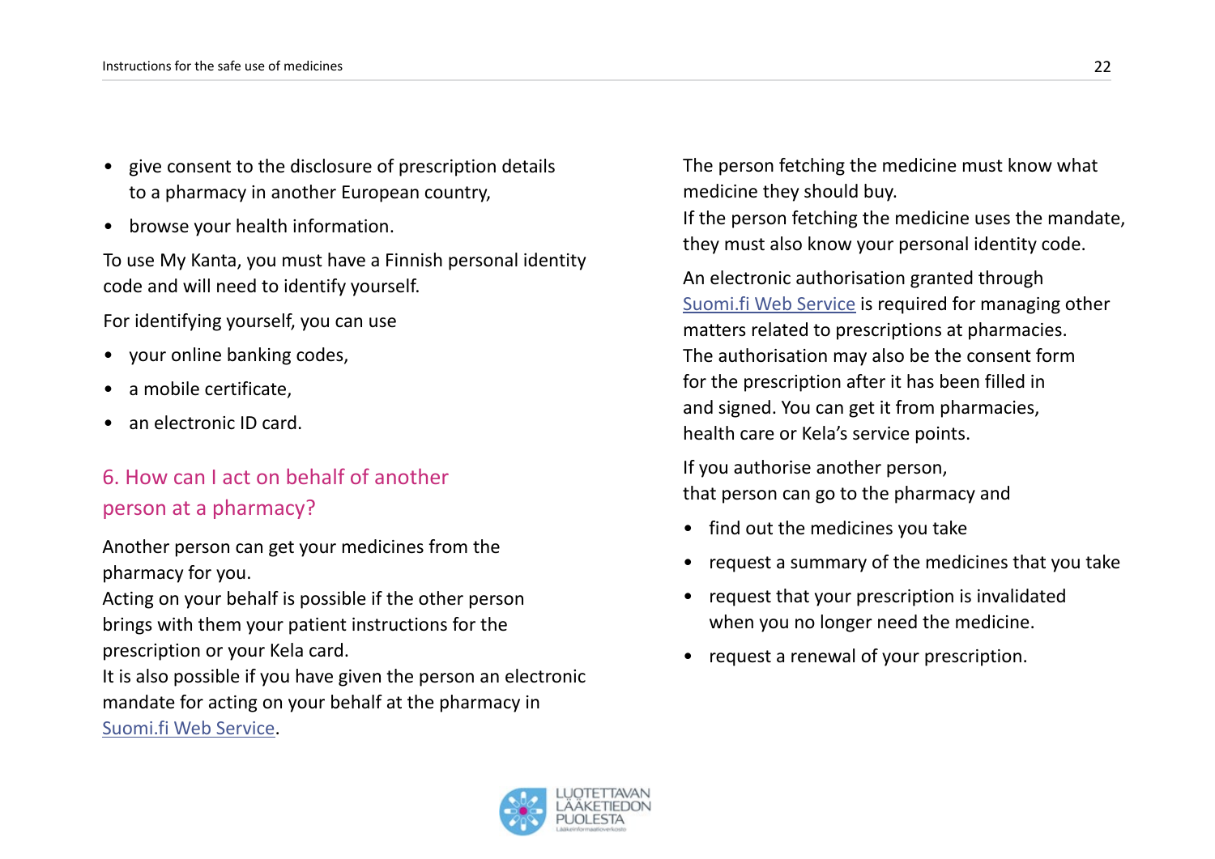- give consent to the disclosure of prescription details to a pharmacy in another European country,
- browse your health information.

To use My Kanta, you must have a Finnish personal identity code and will need to identify yourself.

For identifying yourself, you can use

- your online banking codes,
- a mobile certificate,
- an electronic ID card.

## 6. How can I act on behalf of another person at a pharmacy?

Another person can get your medicines from the pharmacy for you.
Acting on your behalf is possible if the other person brings with them your patient instructions for the prescription or your Kela card.
It is also possible if you have given the person an electronic mandate for acting on your behalf at the pharmacy in Suomi.fi Web Service.

The person fetching the medicine must know what medicine they should buy.
If the person fetching the medicine uses the mandate, they must also know your personal identity code.

An electronic authorisation granted through Suomi.fi Web Service is required for managing other matters related to prescriptions at pharmacies.
The authorisation may also be the consent form for the prescription after it has been filled in and signed. You can get it from pharmacies, health care or Kela's service points.

If you authorise another person, that person can go to the pharmacy and

- find out the medicines you take
- request a summary of the medicines that you take
- request that your prescription is invalidated when you no longer need the medicine.
- request a renewal of your prescription.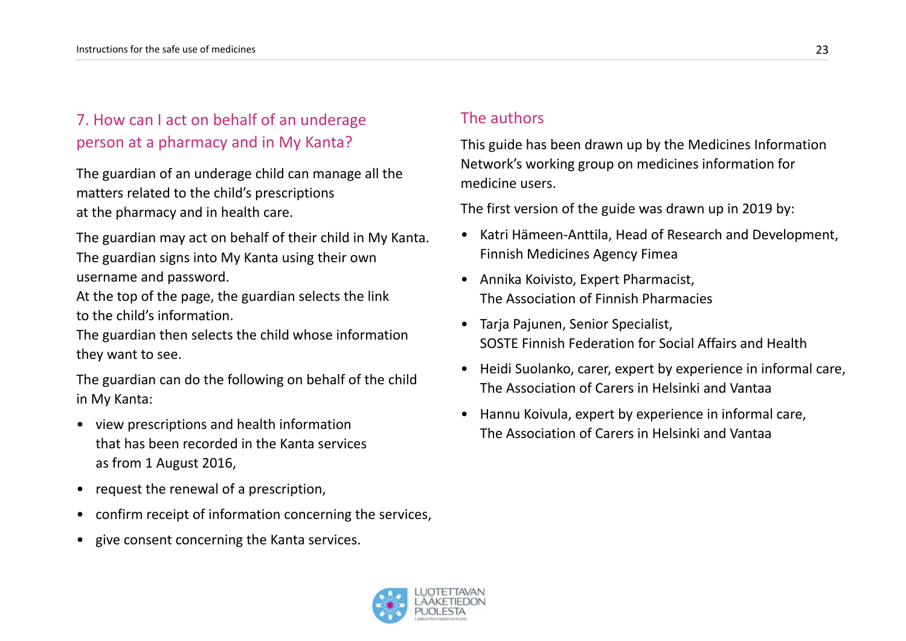## 7. How can I act on behalf of an underage person at a pharmacy and in My Kanta?

The guardian of an underage child can manage all the matters related to the child's prescriptions at the pharmacy and in health care.

The guardian may act on behalf of their child in My Kanta. The guardian signs into My Kanta using their own username and password.
At the top of the page, the guardian selects the link to the child's information.
The guardian then selects the child whose information they want to see.

The guardian can do the following on behalf of the child in My Kanta:

- view prescriptions and health information that has been recorded in the Kanta services as from 1 August 2016,
- request the renewal of a prescription,
- confirm receipt of information concerning the services,
- give consent concerning the Kanta services.

## The authors

This guide has been drawn up by the Medicines Information Network's working group on medicines information for medicine users.

The first version of the guide was drawn up in 2019 by:

- Katri Hämeen-Anttila, Head of Research and Development, Finnish Medicines Agency Fimea
- Annika Koivisto, Expert Pharmacist, The Association of Finnish Pharmacies
- Tarja Pajunen, Senior Specialist, SOSTE Finnish Federation for Social Affairs and Health
- Heidi Suolanko, carer, expert by experience in informal care, The Association of Carers in Helsinki and Vantaa
- Hannu Koivula, expert by experience in informal care, The Association of Carers in Helsinki and Vantaa

LUOTETTAVAN LÄÄKETIEDON PUOLESTA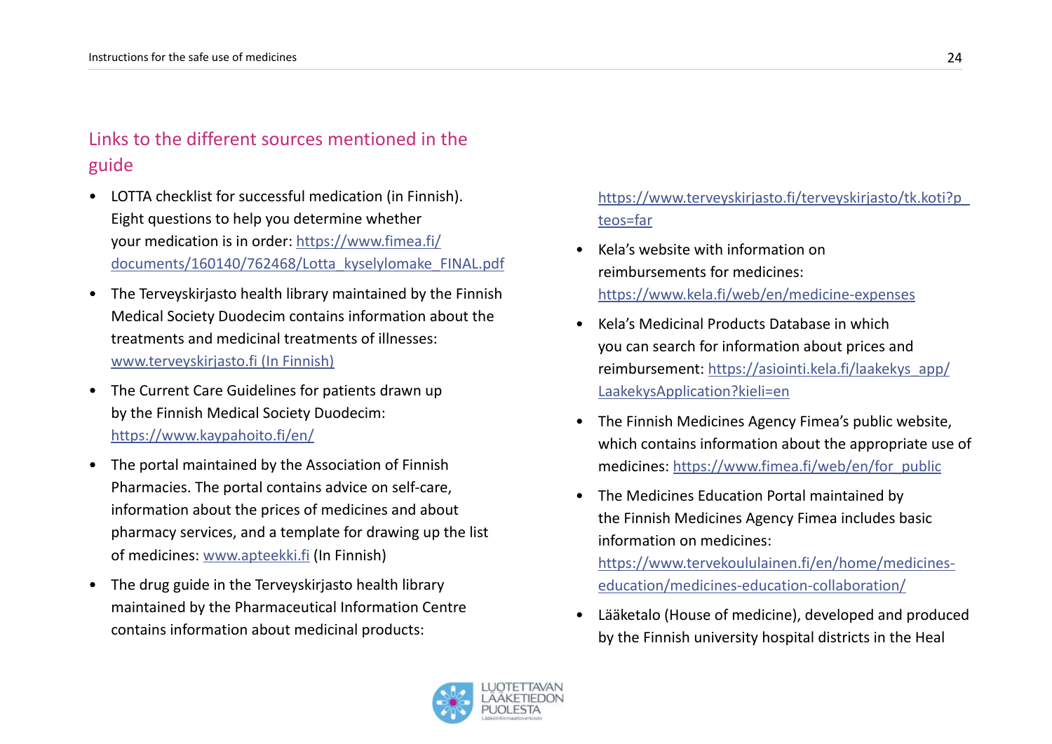## Links to the different sources mentioned in the guide

- LOTTA checklist for successful medication (in Finnish). Eight questions to help you determine whether your medication is in order: https://www.fimea.fi/documents/160140/762468/Lotta_kyselylomake_FINAL.pdf
- The Terveyskirjasto health library maintained by the Finnish Medical Society Duodecim contains information about the treatments and medicinal treatments of illnesses: www.terveyskirjasto.fi (In Finnish)
- The Current Care Guidelines for patients drawn up by the Finnish Medical Society Duodecim: https://www.kaypahoito.fi/en/
- The portal maintained by the Association of Finnish Pharmacies. The portal contains advice on self-care, information about the prices of medicines and about pharmacy services, and a template for drawing up the list of medicines: www.apteekki.fi (In Finnish)
- The drug guide in the Terveyskirjasto health library maintained by the Pharmaceutical Information Centre contains information about medicinal products: https://www.terveyskirjasto.fi/terveyskirjasto/tk.koti?p_teos=far
- Kela's website with information on reimbursements for medicines: https://www.kela.fi/web/en/medicine-expenses
- Kela's Medicinal Products Database in which you can search for information about prices and reimbursement: https://asiointi.kela.fi/laakekys_app/LaakekysApplication?kieli=en
- The Finnish Medicines Agency Fimea's public website, which contains information about the appropriate use of medicines: https://www.fimea.fi/web/en/for_public
- The Medicines Education Portal maintained by the Finnish Medicines Agency Fimea includes basic information on medicines: https://www.tervekoululainen.fi/en/home/medicines-education/medicines-education-collaboration/
- Lääketalo (House of medicine), developed and produced by the Finnish university hospital districts in the Heal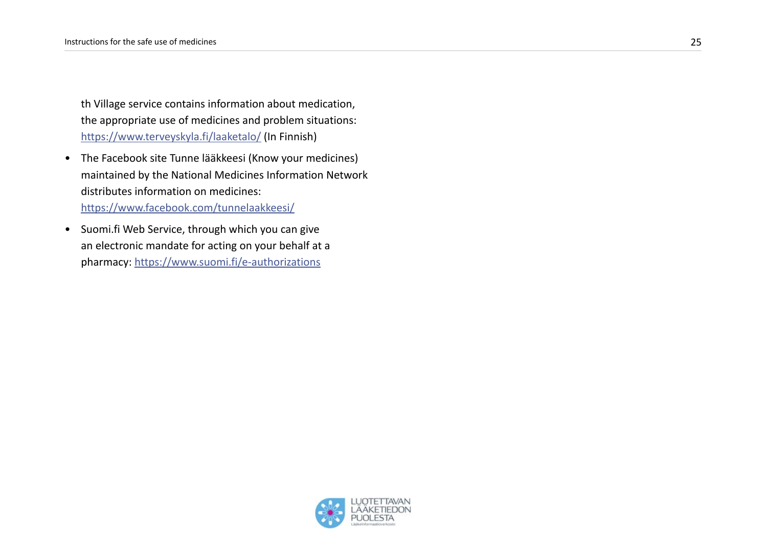th Village service contains information about medication, the appropriate use of medicines and problem situations: https://www.terveyskyla.fi/laaketalo/ (In Finnish)

- The Facebook site Tunne lääkkeesi (Know your medicines) maintained by the National Medicines Information Network distributes information on medicines: https://www.facebook.com/tunnelaakkeesi/
- Suomi.fi Web Service, through which you can give an electronic mandate for acting on your behalf at a pharmacy: https://www.suomi.fi/e-authorizations

LUOTETTAVAN LÄÄKETIEDON PUOLESTA
Lääkeinformaatioverkosto